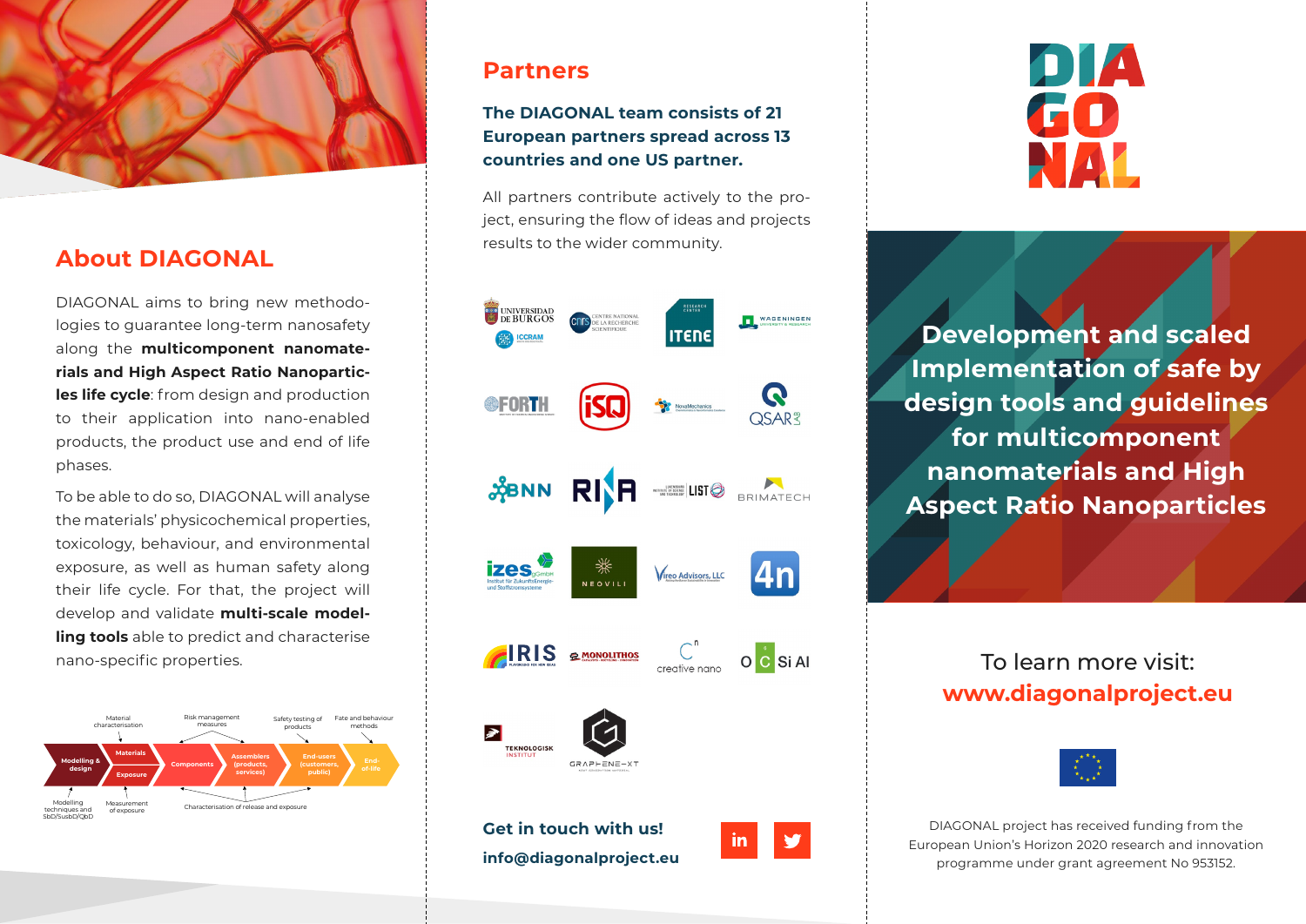## About DIAGONAL

DIAGONAL aims to bring new methodologies to guarantee long-term nanosafety along the **multicomponent nanomaterials and High Aspect Ratio Nanoparticles life cycle**: from design and production to their application into nano-enabled products, the product use and end of life phases.

To be able to do so, DIAGONAL will analyse the materials' physicochemical properties, toxicology, behaviour, and environmental exposure, as well as human safety along their life cycle. For that, the project will develop and validate **multi-scale modelling tools** able to predict and characterise nano-specific properties.

Material characterisation — Risk management measures — Safety testing of products — Fate and behaviour methods

Modelling & design → Materials / Exposure → Components → Assemblers (products, services) → End-users (customers, public) → End-of-life

Modelling techniques and SbD/SusbD/QbD — Measurement of exposure — Characterisation of release and exposure

## Partners

**The DIAGONAL team consists of 21 European partners spread across 13 countries and one US partner.**

All partners contribute actively to the project, ensuring the flow of ideas and projects results to the wider community.

Universidad de Burgos, ICCRAM, CNRS Centre National de la Recherche Scientifique, ITENE, Wageningen University & Research, FORTH, ISQ, NovaMechanics, QSAR Lab, BNN, RIVM, LIST Luxembourg Institute of Science and Technology, Brimatech, izes gGmbH Institut für ZukunftsEnergie- und Stoffstromsysteme, Neovili, Vireo Advisors, LLC, 4n, IRIS, Monolithos, Creative Nano, OCSiAl, Teknologisk Institut, Graphene-XT

**Get in touch with us!**

**info@diagonalproject.eu**

# DIAGONAL

## Development and scaled Implementation of safe by design tools and guidelines for multicomponent nanomaterials and High Aspect Ratio Nanoparticles

To learn more visit:

**www.diagonalproject.eu**

DIAGONAL project has received funding from the European Union's Horizon 2020 research and innovation programme under grant agreement No 953152.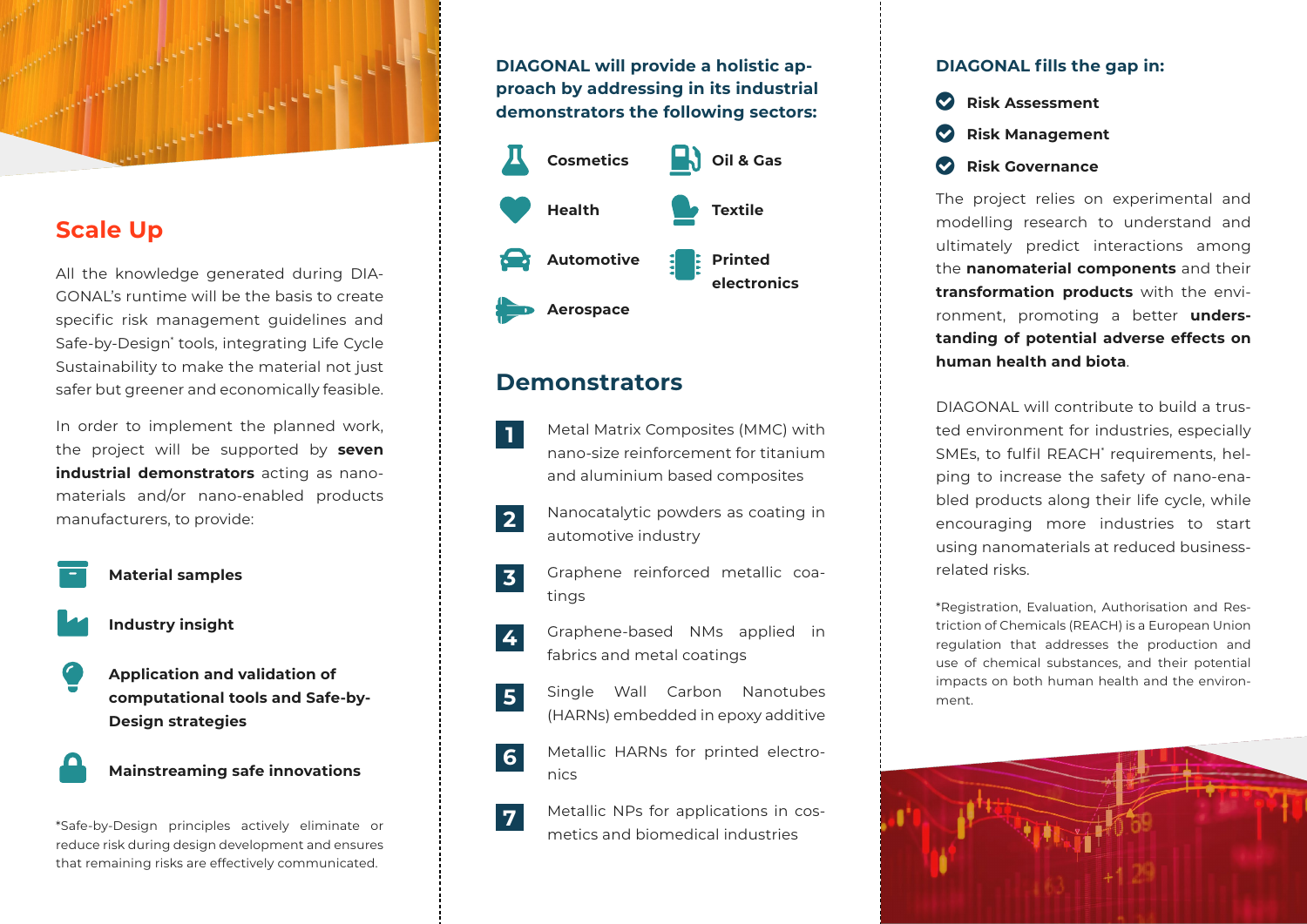## Scale Up

All the knowledge generated during DIAGONAL's runtime will be the basis to create specific risk management guidelines and Safe-by-Design* tools, integrating Life Cycle Sustainability to make the material not just safer but greener and economically feasible.

In order to implement the planned work, the project will be supported by **seven industrial demonstrators** acting as nanomaterials and/or nano-enabled products manufacturers, to provide:

- **Material samples**
- **Industry insight**
- **Application and validation of computational tools and Safe-by-Design strategies**
- **Mainstreaming safe innovations**

*Safe-by-Design principles actively eliminate or reduce risk during design development and ensures that remaining risks are effectively communicated.

**DIAGONAL will provide a holistic approach by addressing in its industrial demonstrators the following sectors:**

- **Cosmetics**
- **Oil & Gas**
- **Health**
- **Textile**
- **Automotive**
- **Printed electronics**
- **Aerospace**

## Demonstrators

1. Metal Matrix Composites (MMC) with nano-size reinforcement for titanium and aluminium based composites
2. Nanocatalytic powders as coating in automotive industry
3. Graphene reinforced metallic coatings
4. Graphene-based NMs applied in fabrics and metal coatings
5. Single Wall Carbon Nanotubes (HARNs) embedded in epoxy additive
6. Metallic HARNs for printed electronics
7. Metallic NPs for applications in cosmetics and biomedical industries

**DIAGONAL fills the gap in:**

- **Risk Assessment**
- **Risk Management**
- **Risk Governance**

The project relies on experimental and modelling research to understand and ultimately predict interactions among the **nanomaterial components** and their **transformation products** with the environment, promoting a better **understanding of potential adverse effects on human health and biota**.

DIAGONAL will contribute to build a trusted environment for industries, especially SMEs, to fulfil REACH* requirements, helping to increase the safety of nano-enabled products along their life cycle, while encouraging more industries to start using nanomaterials at reduced business-related risks.

*Registration, Evaluation, Authorisation and Restriction of Chemicals (REACH) is a European Union regulation that addresses the production and use of chemical substances, and their potential impacts on both human health and the environment.